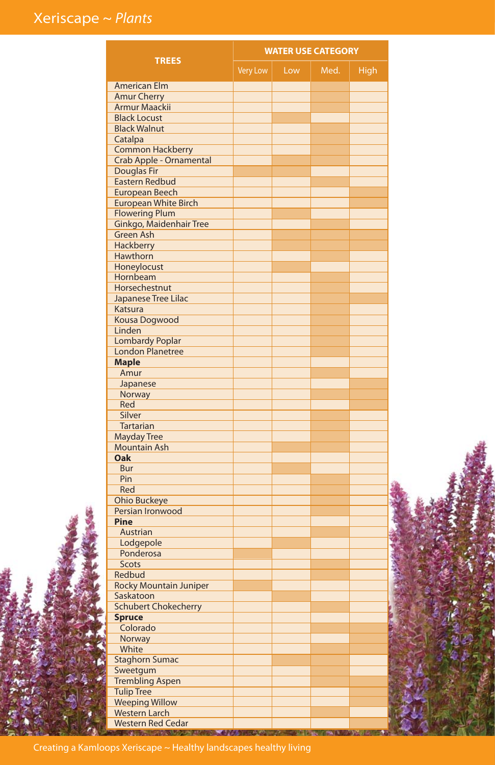| TREES | WATER USE CATEGORY | | | |
|---|---|---|---|---|
| | Very Low | Low | Med. | High |
| American Elm | | | X | |
| Amur Cherry | | | X | |
| Armur Maackii | | | X | |
| Black Locust | | X | | |
| Black Walnut | | | X | |
| Catalpa | | | X | |
| Common Hackberry | | | X | |
| Crab Apple - Ornamental | | X | X | |
| Douglas Fir | X | X | | |
| Eastern Redbud | | | X | |
| European Beech | | | | X |
| European White Birch | | | | X |
| Flowering Plum | | X | | |
| Ginkgo, Maidenhair Tree | | | X | |
| Green Ash | | X | X | X |
| Hackberry | | X | X | X |
| Hawthorn | | | X | |
| Honeylocust | | X | | |
| Hornbeam | | | X | |
| Horsechestnut | | | X | |
| Japanese Tree Lilac | | | X | X |
| Katsura | | | X | |
| Kousa Dogwood | | | X | |
| Linden | | | X | |
| Lombardy Poplar | | | X | |
| London Planetree | | | X | |
| **Maple** | | | | |
| Amur | | | X | |
| Japanese | | | | X |
| Norway | | | X | X |
| Red | | | | X |
| Silver | | | X | |
| Tartarian | | | X | |
| Mayday Tree | | | X | |
| Mountain Ash | | X | X | |
| **Oak** | | | | |
| Bur | | X | | |
| Pin | | | X | |
| Red | | | X | |
| Ohio Buckeye | | | X | |
| Persian Ironwood | | | X | |
| **Pine** | | | | |
| Austrian | | | X | |
| Lodgepole | | X | | |
| Ponderosa | X | | | |
| Scots | | | X | |
| Redbud | | | X | |
| Rocky Mountain Juniper | X | | | |
| Saskatoon | | X | | |
| Schubert Chokecherry | | | X | |
| **Spruce** | | | | |
| Colorado | | | X | X |
| Norway | | | | X |
| White | | | X | X |
| Staghorn Sumac | | X | X | |
| Sweetgum | | | X | |
| Trembling Aspen | | | X | X |
| Tulip Tree | | | | X |
| Weeping Willow | | | | X |
| Western Larch | | | X | |
| Western Red Cedar | | | | X |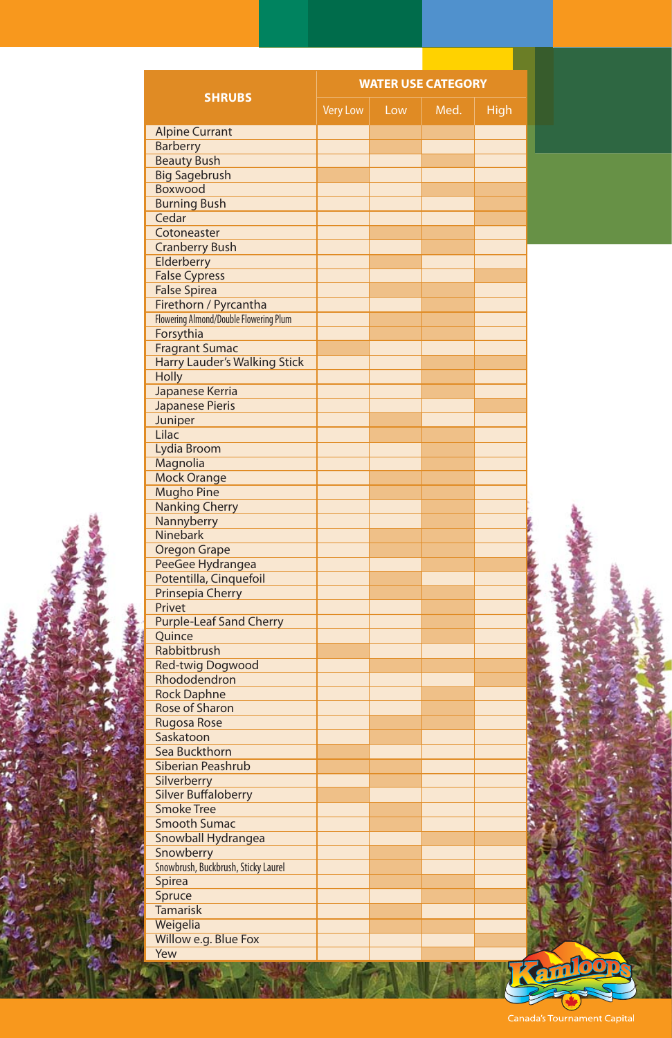| SHRUBS | WATER USE CATEGORY | | | |
|---|---|---|---|---|
| | Very Low | Low | Med. | High |
| Alpine Currant | | ● | ● | |
| Barberry | | ● | | |
| Beauty Bush | | | ● | |
| Big Sagebrush | ● | | | |
| Boxwood | | | ● | ● |
| Burning Bush | | | | ● |
| Cedar | | | | ● |
| Cotoneaster | | ● | ● | |
| Cranberry Bush | | | ● | |
| Elderberry | | ● | | |
| False Cypress | | | | ● |
| False Spirea | | ● | ● | |
| Firethorn / Pyrcantha | | | ● | |
| Flowering Almond/Double Flowering Plum | | ● | ● | |
| Forsythia | | ● | ● | |
| Fragrant Sumac | ● | | | |
| Harry Lauder's Walking Stick | | | ● | ● |
| Holly | | | ● | |
| Japanese Kerria | | | ● | |
| Japanese Pieris | | | | ● |
| Juniper | | ● | | |
| Lilac | | ● | ● | |
| Lydia Broom | | | ● | |
| Magnolia | | | ● | |
| Mock Orange | | ● | ● | |
| Mugho Pine | | ● | ● | |
| Nanking Cherry | | | ● | |
| Nannyberry | | | ● | |
| Ninebark | | ● | ● | |
| Oregon Grape | | ● | ● | |
| PeeGee Hydrangea | | | ● | ● |
| Potentilla, Cinquefoil | | ● | | |
| Prinsepia Cherry | | ● | ● | |
| Privet | | | ● | |
| Purple-Leaf Sand Cherry | | | ● | |
| Quince | | | ● | |
| Rabbitbrush | ● | | | |
| Red-twig Dogwood | | ● | ● | ● |
| Rhododendron | | | | ● |
| Rock Daphne | | | ● | |
| Rose of Sharon | | | ● | |
| Rugosa Rose | | ● | ● | |
| Saskatoon | | ● | | |
| Sea Buckthorn | ● | | | |
| Siberian Peashrub | ● | ● | | |
| Silverberry | | ● | | |
| Silver Buffaloberry | ● | | | |
| Smoke Tree | | ● | | |
| Smooth Sumac | | ● | | |
| Snowball Hydrangea | | | ● | ● |
| Snowberry | | ● | | |
| Snowbrush, Buckbrush, Sticky Laurel | | ● | | |
| Spirea | | ● | ● | |
| Spruce | | | ● | ● |
| Tamarisk | | ● | | |
| Weigela | | ● | ● | |
| Willow e.g. Blue Fox | | | | ● |
| Yew | | | ● | |

Kamloops

Canada's Tournament Capital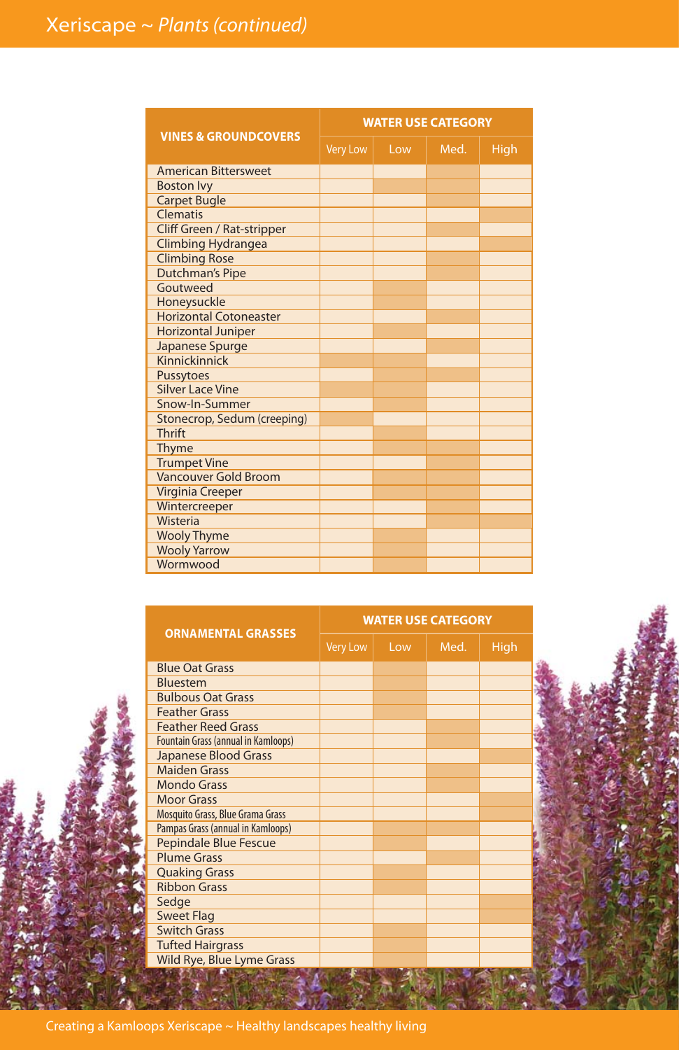# Xeriscape ~ *Plants (continued)*

| VINES & GROUNDCOVERS | WATER USE CATEGORY | | | |
|---|---|---|---|---|
| | Very Low | Low | Med. | High |
| American Bittersweet | | | ● | |
| Boston Ivy | | ● | ● | |
| Carpet Bugle | | | ● | |
| Clematis | | | | ● |
| Cliff Green / Rat-stripper | | | ● | |
| Climbing Hydrangea | | | | ● |
| Climbing Rose | | | ● | |
| Dutchman's Pipe | | | ● | |
| Goutweed | | ● | | |
| Honeysuckle | | ● | | |
| Horizontal Cotoneaster | | | ● | |
| Horizontal Juniper | | ● | | |
| Japanese Spurge | | | ● | |
| Kinnickinnick | ● | ● | | |
| Pussytoes | | ● | ● | |
| Silver Lace Vine | ● | ● | | |
| Snow-In-Summer | | ● | | |
| Stonecrop, Sedum (creeping) | ● | | | |
| Thrift | | ● | | |
| Thyme | | ● | ● | |
| Trumpet Vine | | | ● | |
| Vancouver Gold Broom | | ● | ● | |
| Virginia Creeper | | ● | ● | |
| Wintercreeper | | | ● | |
| Wisteria | | | ● | ● |
| Wooly Thyme | | ● | | |
| Wooly Yarrow | | ● | | |
| Wormwood | | ● | | |

| ORNAMENTAL GRASSES | WATER USE CATEGORY | | | |
|---|---|---|---|---|
| | Very Low | Low | Med. | High |
| Blue Oat Grass | | ● | | |
| Bluestem | | ● | | |
| Bulbous Oat Grass | | ● | | |
| Feather Grass | | ● | | |
| Feather Reed Grass | | | ● | |
| Fountain Grass (annual in Kamloops) | | | ● | |
| Japanese Blood Grass | | | | ● |
| Maiden Grass | | | ● | |
| Mondo Grass | | | ● | |
| Moor Grass | | | | ● |
| Mosquito Grass, Blue Grama Grass | | | | ● |
| Pampas Grass (annual in Kamloops) | | ● | ● | |
| Pepindale Blue Fescue | | ● | | |
| Plume Grass | | | ● | |
| Quaking Grass | | ● | | |
| Ribbon Grass | | ● | | |
| Sedge | | | | ● |
| Sweet Flag | | | | ● |
| Switch Grass | | ● | | |
| Tufted Hairgrass | | ● | | |
| Wild Rye, Blue Lyme Grass | | ● | | |

Creating a Kamloops Xeriscape ~ Healthy landscapes healthy living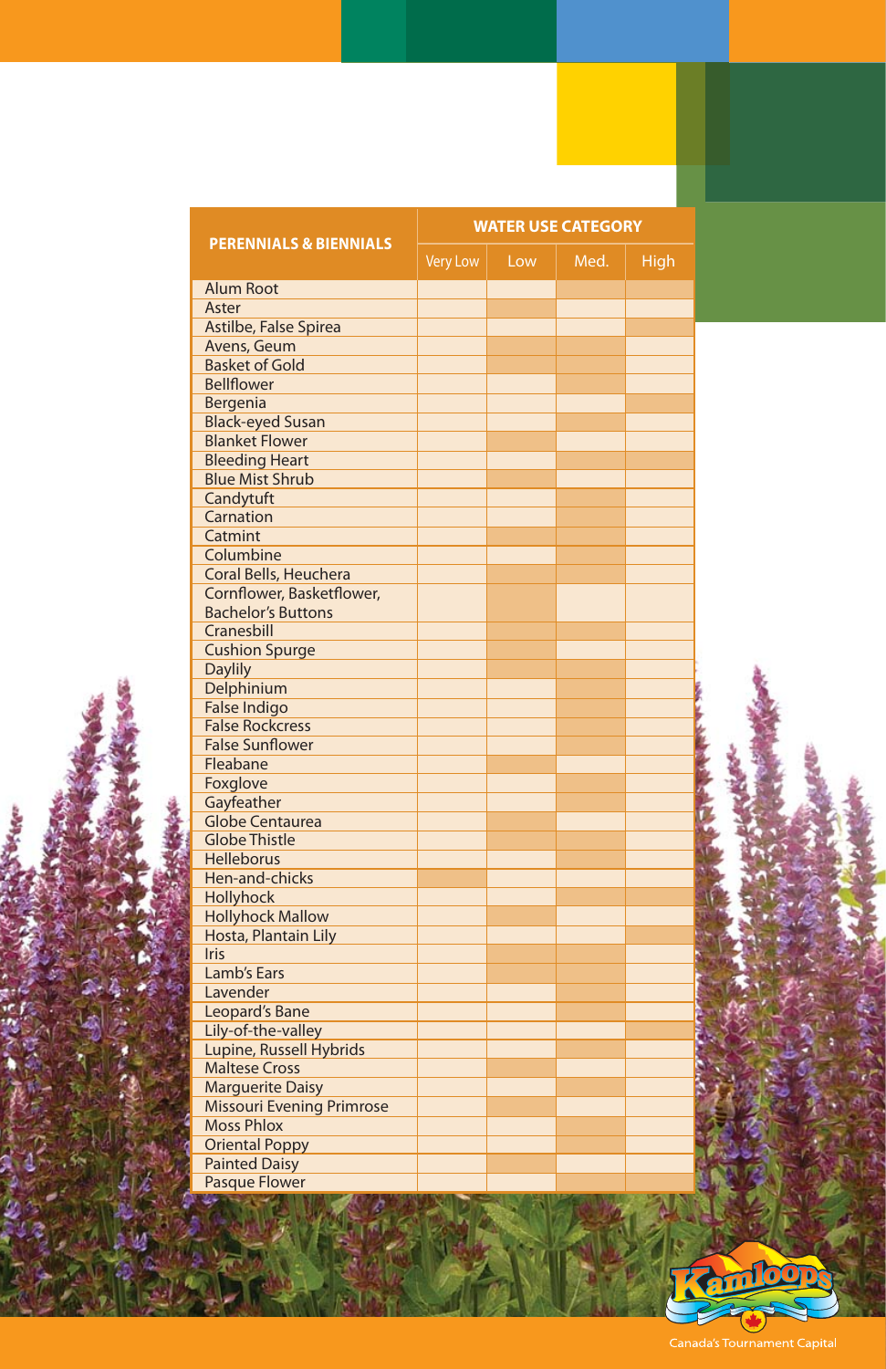| PERENNIALS & BIENNIALS | WATER USE CATEGORY | | | |
|---|---|---|---|---|
| | Very Low | Low | Med. | High |
| Alum Root | | | ● | ● |
| Aster | | ● | | |
| Astilbe, False Spirea | | | | ● |
| Avens, Geum | | ● | ● | |
| Basket of Gold | | ● | ● | |
| Bellflower | | | ● | |
| Bergenia | | | | ● |
| Black-eyed Susan | | | ● | |
| Blanket Flower | | ● | | |
| Bleeding Heart | | | ● | ● |
| Blue Mist Shrub | | ● | | |
| Candytuft | | | ● | |
| Carnation | | | ● | |
| Catmint | | ● | ● | |
| Columbine | | | ● | |
| Coral Bells, Heuchera | | ● | ● | |
| Cornflower, Basketflower, Bachelor's Buttons | | ● | | |
| Cranesbill | | ● | ● | |
| Cushion Spurge | | ● | | |
| Daylily | | ● | ● | |
| Delphinium | | | ● | |
| False Indigo | | | ● | |
| False Rockcress | | | ● | |
| False Sunflower | | | ● | |
| Fleabane | | ● | | |
| Foxglove | | | ● | |
| Gayfeather | | | ● | |
| Globe Centaurea | | ● | | |
| Globe Thistle | | ● | ● | |
| Helleborus | | | ● | |
| Hen-and-chicks | ● | | | |
| Hollyhock | | | ● | ● |
| Hollyhock Mallow | | ● | | |
| Hosta, Plantain Lily | | | | ● |
| Iris | | ● | ● | |
| Lamb's Ears | | ● | ● | |
| Lavender | | | ● | |
| Leopard's Bane | | | ● | |
| Lily-of-the-valley | | | | ● |
| Lupine, Russell Hybrids | | | ● | |
| Maltese Cross | | ● | | |
| Marguerite Daisy | | | ● | |
| Missouri Evening Primrose | | ● | | |
| Moss Phlox | | | ● | |
| Oriental Poppy | | | ● | |
| Painted Daisy | | ● | | |
| Pasque Flower | | | ● | ● |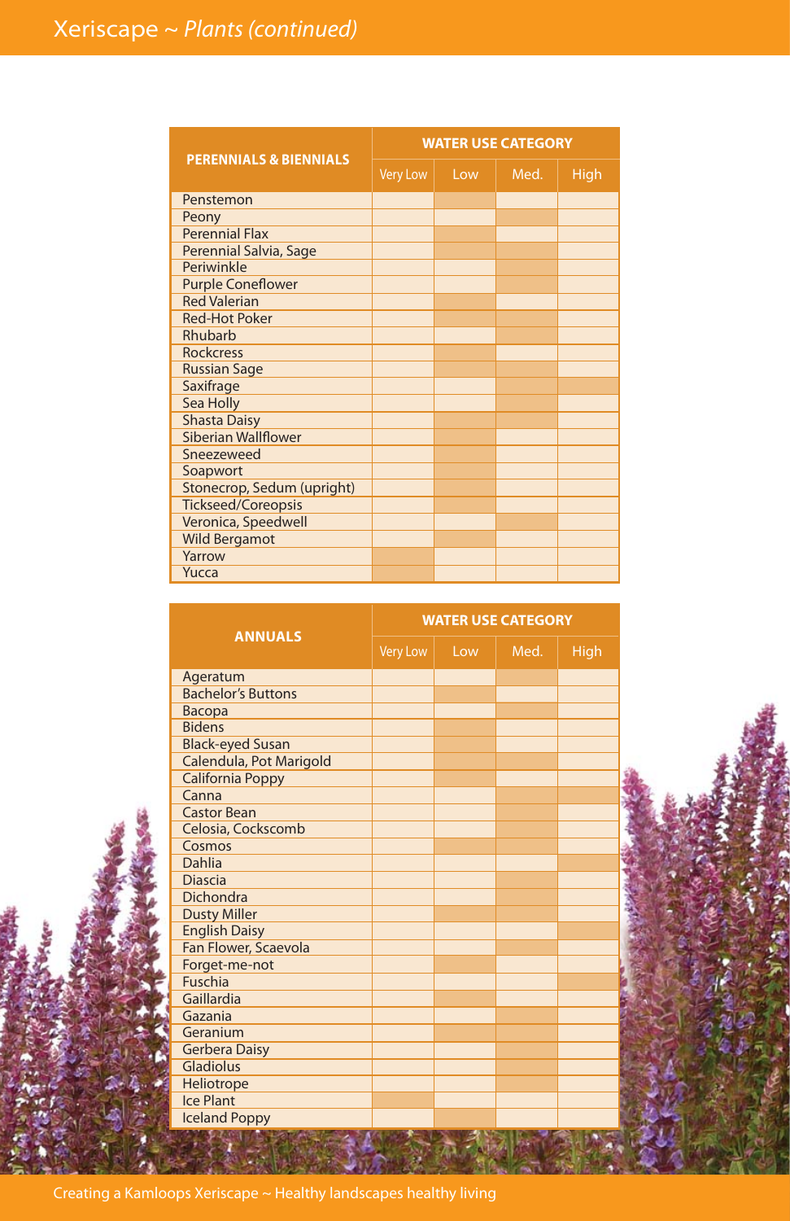# Xeriscape ~ *Plants (continued)*

| PERENNIALS & BIENNIALS | WATER USE CATEGORY | | | |
|---|---|---|---|---|
| | Very Low | Low | Med. | High |
| Penstemon | | X | | |
| Peony | | | X | |
| Perennial Flax | | X | | |
| Perennial Salvia, Sage | | X | X | |
| Periwinkle | | | X | |
| Purple Coneflower | | | X | |
| Red Valerian | | X | | |
| Red-Hot Poker | | X | X | |
| Rhubarb | | | X | |
| Rockcress | | X | | |
| Russian Sage | | X | X | |
| Saxifrage | | | X | X |
| Sea Holly | | | X | |
| Shasta Daisy | | X | X | |
| Siberian Wallflower | | X | | |
| Sneezeweed | | X | | |
| Soapwort | | X | | |
| Stonecrop, Sedum (upright) | | X | | |
| Tickseed/Coreopsis | | X | | |
| Veronica, Speedwell | | | X | |
| Wild Bergamot | | X | | |
| Yarrow | X | | | |
| Yucca | X | | | |

| ANNUALS | WATER USE CATEGORY | | | |
|---|---|---|---|---|
| | Very Low | Low | Med. | High |
| Ageratum | | | X | |
| Bachelor's Buttons | | X | | |
| Bacopa | | | X | |
| Bidens | | X | | |
| Black-eyed Susan | | X | | |
| Calendula, Pot Marigold | | X | X | |
| California Poppy | | X | | |
| Canna | | | X | X |
| Castor Bean | | | X | |
| Celosia, Cockscomb | | | X | |
| Cosmos | | X | X | |
| Dahlia | | | | X |
| Diascia | | | X | |
| Dichondra | | | X | |
| Dusty Miller | | X | X | |
| English Daisy | | | | X |
| Fan Flower, Scaevola | | | X | |
| Forget-me-not | | X | | |
| Fuschia | | | | X |
| Gaillardia | | X | | |
| Gazania | | | X | |
| Geranium | | X | X | |
| Gerbera Daisy | | | X | |
| Gladiolus | | | X | |
| Heliotrope | | | X | |
| Ice Plant | X | | | |
| Iceland Poppy | | X | | |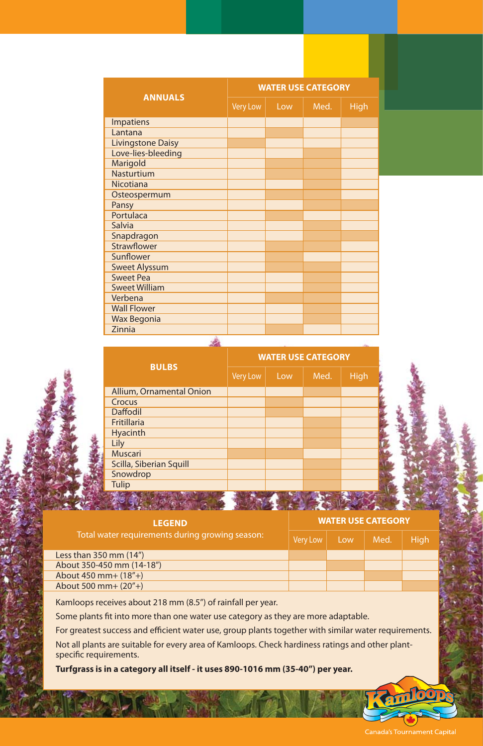| ANNUALS | WATER USE CATEGORY | | | |
|---|---|---|---|---|
| | Very Low | Low | Med. | High |
| Impatiens | | | | X |
| Lantana | | X | | |
| Livingstone Daisy | X | | | |
| Love-lies-bleeding | | | X | |
| Marigold | | X | X | |
| Nasturtium | | X | X | |
| Nicotiana | | | X | |
| Osteospermum | | X | X | |
| Pansy | | | X | X |
| Portulaca | | X | | |
| Salvia | | | X | |
| Snapdragon | | | X | X |
| Strawflower | | X | X | |
| Sunflower | | X | | |
| Sweet Alyssum | | X | X | |
| Sweet Pea | | | X | |
| Sweet William | | | X | |
| Verbena | | X | X | |
| Wall Flower | | | X | |
| Wax Begonia | | | X | |
| Zinnia | | X | | |

| BULBS | WATER USE CATEGORY | | | |
|---|---|---|---|---|
| | Very Low | Low | Med. | High |
| Allium, Ornamental Onion | | | X | |
| Crocus | | X | | |
| Daffodil | | X | | |
| Fritillaria | | | X | |
| Hyacinth | | | X | |
| Lily | | | X | |
| Muscari | X | X | | |
| Scilla, Siberian Squill | | | X | |
| Snowdrop | | | X | |
| Tulip | | | X | |

| LEGEND<br>Total water requirements during growing season: | WATER USE CATEGORY | | | |
|---|---|---|---|---|
| | Very Low | Low | Med. | High |
| Less than 350 mm (14") | X | | | |
| About 350-450 mm (14-18") | | X | | |
| About 450 mm+ (18"+) | | | X | |
| About 500 mm+ (20"+) | | | | X |

Kamloops receives about 218 mm (8.5") of rainfall per year.

Some plants fit into more than one water use category as they are more adaptable.

For greatest success and efficient water use, group plants together with similar water requirements.

Not all plants are suitable for every area of Kamloops. Check hardiness ratings and other plant-specific requirements.

**Turfgrass is in a category all itself - it uses 890-1016 mm (35-40") per year.**

Kamloops

Canada's Tournament Capital